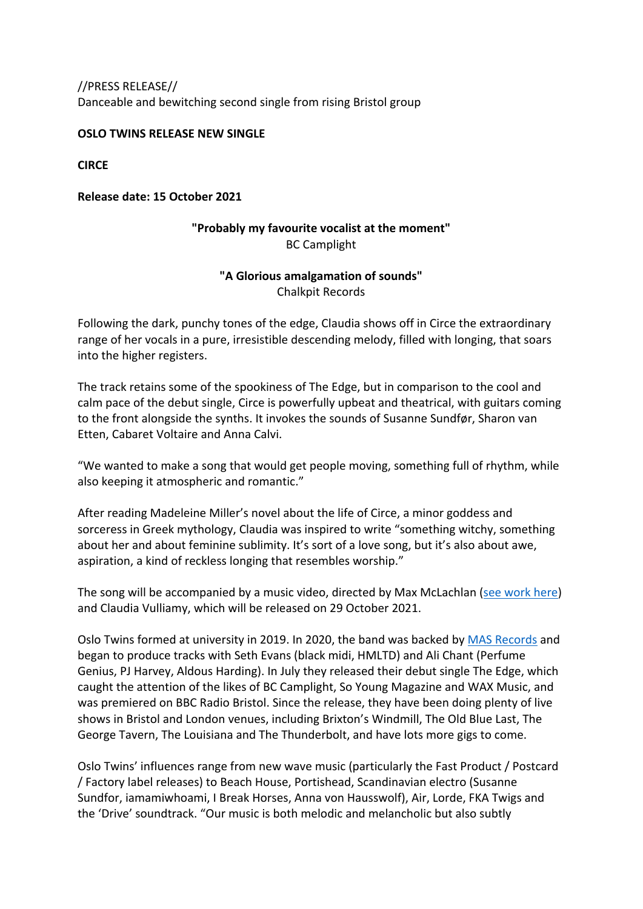//PRESS RELEASE//
Danceable and bewitching second single from rising Bristol group

**OSLO TWINS RELEASE NEW SINGLE**

**CIRCE**

**Release date: 15 October 2021**

**"Probably my favourite vocalist at the moment"**
BC Camplight

**"A Glorious amalgamation of sounds"**
Chalkpit Records

Following the dark, punchy tones of the edge, Claudia shows off in Circe the extraordinary range of her vocals in a pure, irresistible descending melody, filled with longing, that soars into the higher registers.

The track retains some of the spookiness of The Edge, but in comparison to the cool and calm pace of the debut single, Circe is powerfully upbeat and theatrical, with guitars coming to the front alongside the synths. It invokes the sounds of Susanne Sundfør, Sharon van Etten, Cabaret Voltaire and Anna Calvi.

"We wanted to make a song that would get people moving, something full of rhythm, while also keeping it atmospheric and romantic."

After reading Madeleine Miller's novel about the life of Circe, a minor goddess and sorceress in Greek mythology, Claudia was inspired to write "something witchy, something about her and about feminine sublimity. It's sort of a love song, but it's also about awe, aspiration, a kind of reckless longing that resembles worship."

The song will be accompanied by a music video, directed by Max McLachlan (see work here) and Claudia Vulliamy, which will be released on 29 October 2021.

Oslo Twins formed at university in 2019. In 2020, the band was backed by MAS Records and began to produce tracks with Seth Evans (black midi, HMLTD) and Ali Chant (Perfume Genius, PJ Harvey, Aldous Harding). In July they released their debut single The Edge, which caught the attention of the likes of BC Camplight, So Young Magazine and WAX Music, and was premiered on BBC Radio Bristol. Since the release, they have been doing plenty of live shows in Bristol and London venues, including Brixton's Windmill, The Old Blue Last, The George Tavern, The Louisiana and The Thunderbolt, and have lots more gigs to come.

Oslo Twins' influences range from new wave music (particularly the Fast Product / Postcard / Factory label releases) to Beach House, Portishead, Scandinavian electro (Susanne Sundfor, iamamiwhoami, I Break Horses, Anna von Hausswolff), Air, Lorde, FKA Twigs and the 'Drive' soundtrack. "Our music is both melodic and melancholic but also subtly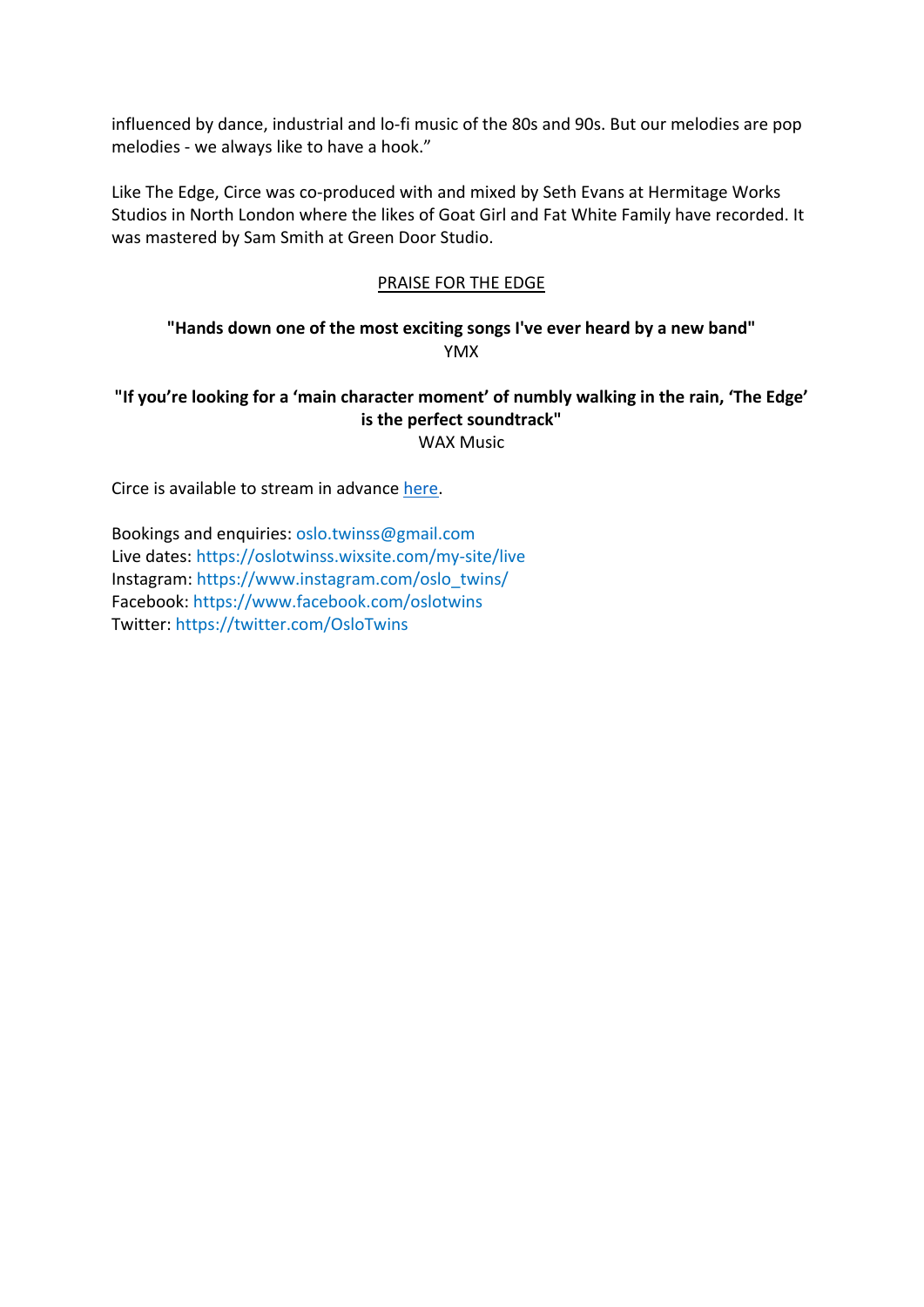influenced by dance, industrial and lo-fi music of the 80s and 90s. But our melodies are pop melodies - we always like to have a hook."

Like The Edge, Circe was co-produced with and mixed by Seth Evans at Hermitage Works Studios in North London where the likes of Goat Girl and Fat White Family have recorded. It was mastered by Sam Smith at Green Door Studio.

PRAISE FOR THE EDGE

**"Hands down one of the most exciting songs I've ever heard by a new band"**
YMX

**"If you're looking for a 'main character moment' of numbly walking in the rain, 'The Edge' is the perfect soundtrack"**
WAX Music

Circe is available to stream in advance here.

Bookings and enquiries: oslo.twinss@gmail.com
Live dates: https://oslotwinss.wixsite.com/my-site/live
Instagram: https://www.instagram.com/oslo_twins/
Facebook: https://www.facebook.com/oslotwins
Twitter: https://twitter.com/OsloTwins